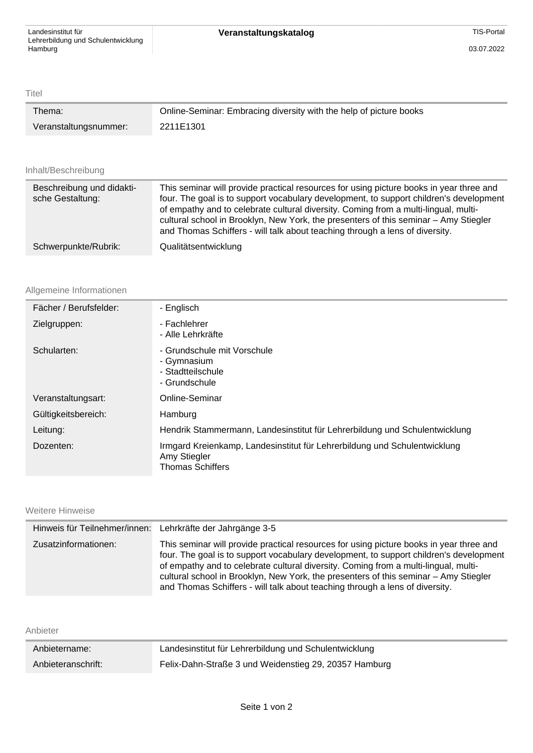# Veranstaltungskatalog

Landesinstitut für Lehrerbildung und Schulentwicklung Hamburg

TIS-Portal

03.07.2022

## Titel

| | |
|---|---|
| Thema: | Online-Seminar: Embracing diversity with the help of picture books |
| Veranstaltungsnummer: | 2211E1301 |

## Inhalt/Beschreibung

| | |
|---|---|
| Beschreibung und didaktische Gestaltung: | This seminar will provide practical resources for using picture books in year three and four. The goal is to support vocabulary development, to support children's development of empathy and to celebrate cultural diversity. Coming from a multi-lingual, multi-cultural school in Brooklyn, New York, the presenters of this seminar – Amy Stiegler and Thomas Schiffers - will talk about teaching through a lens of diversity. |
| Schwerpunkte/Rubrik: | Qualitätsentwicklung |

## Allgemeine Informationen

| | |
|---|---|
| Fächer / Berufsfelder: | - Englisch |
| Zielgruppen: | - Fachlehrer<br>- Alle Lehrkräfte |
| Schularten: | - Grundschule mit Vorschule<br>- Gymnasium<br>- Stadtteilschule<br>- Grundschule |
| Veranstaltungsart: | Online-Seminar |
| Gültigkeitsbereich: | Hamburg |
| Leitung: | Hendrik Stammermann, Landesinstitut für Lehrerbildung und Schulentwicklung |
| Dozenten: | Irmgard Kreienkamp, Landesinstitut für Lehrerbildung und Schulentwicklung<br>Amy Stiegler<br>Thomas Schiffers |

## Weitere Hinweise

| | |
|---|---|
| Hinweis für Teilnehmer/innen: | Lehrkräfte der Jahrgänge 3-5 |
| Zusatzinformationen: | This seminar will provide practical resources for using picture books in year three and four. The goal is to support vocabulary development, to support children's development of empathy and to celebrate cultural diversity. Coming from a multi-lingual, multi-cultural school in Brooklyn, New York, the presenters of this seminar – Amy Stiegler and Thomas Schiffers - will talk about teaching through a lens of diversity. |

## Anbieter

| | |
|---|---|
| Anbietername: | Landesinstitut für Lehrerbildung und Schulentwicklung |
| Anbieteranschrift: | Felix-Dahn-Straße 3 und Weidenstieg 29, 20357 Hamburg |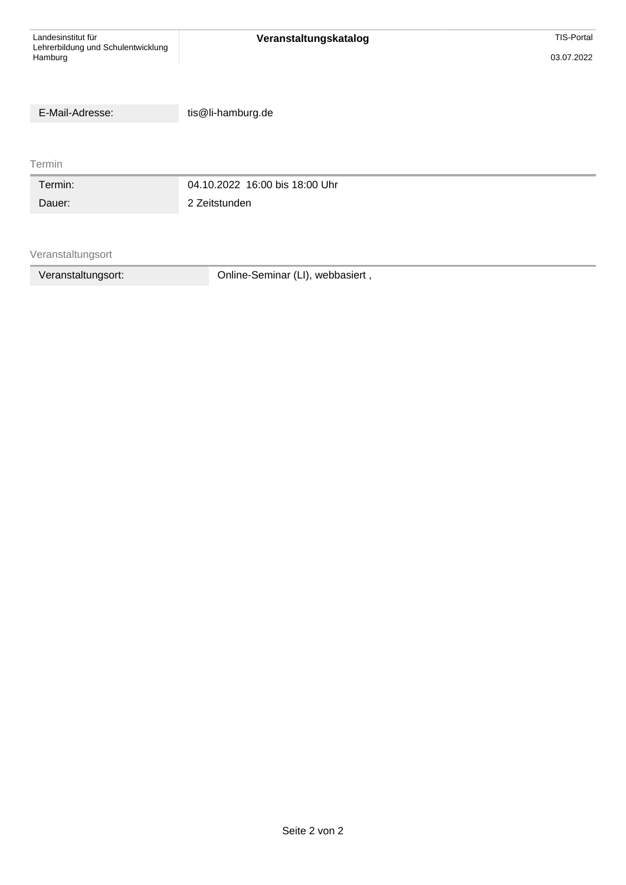| | |
|---|---|
| E-Mail-Adresse: | tis@li-hamburg.de |

## Termin

| | |
|---|---|
| Termin: | 04.10.2022  16:00 bis 18:00 Uhr |
| Dauer: | 2 Zeitstunden |

## Veranstaltungsort

| | |
|---|---|
| Veranstaltungsort: | Online-Seminar (LI), webbasiert , |